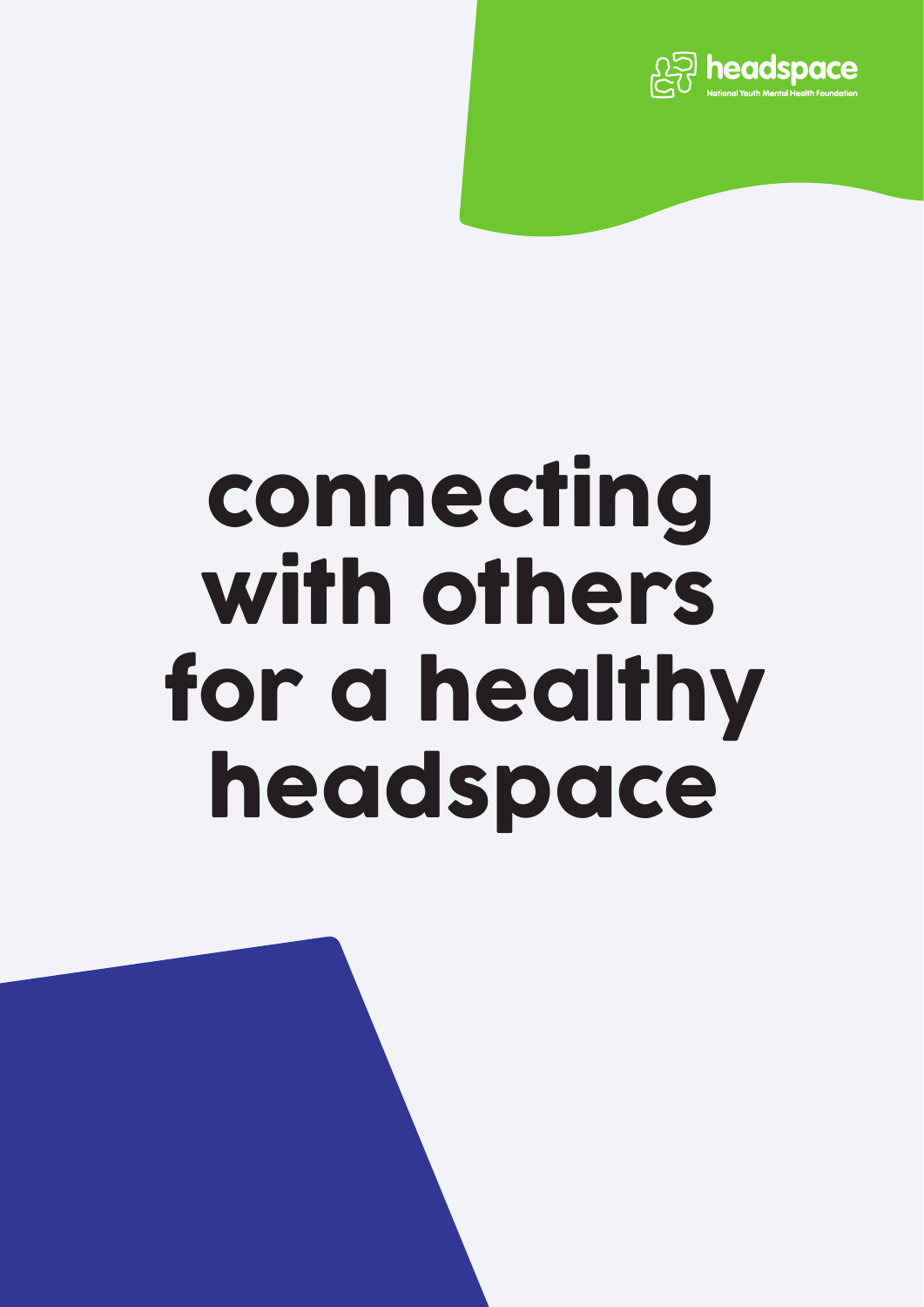headspace

National Youth Mental Health Foundation

# connecting with others for a healthy headspace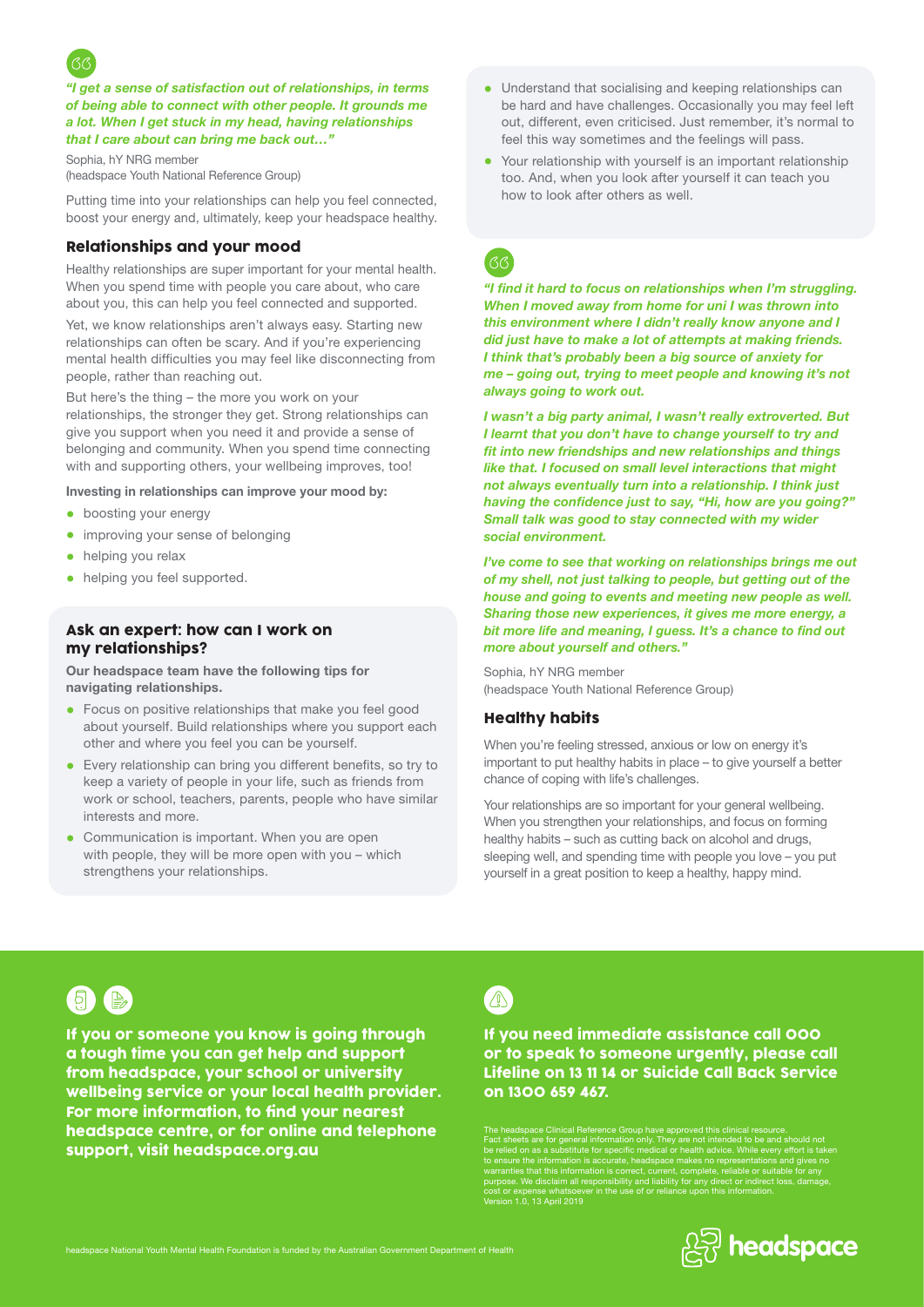*"I get a sense of satisfaction out of relationships, in terms of being able to connect with other people. It grounds me a lot. When I get stuck in my head, having relationships that I care about can bring me back out…"*

Sophia, hY NRG member
(headspace Youth National Reference Group)

Putting time into your relationships can help you feel connected, boost your energy and, ultimately, keep your headspace healthy.

## Relationships and your mood

Healthy relationships are super important for your mental health. When you spend time with people you care about, who care about you, this can help you feel connected and supported.

Yet, we know relationships aren't always easy. Starting new relationships can often be scary. And if you're experiencing mental health difficulties you may feel like disconnecting from people, rather than reaching out.

But here's the thing – the more you work on your relationships, the stronger they get. Strong relationships can give you support when you need it and provide a sense of belonging and community. When you spend time connecting with and supporting others, your wellbeing improves, too!

**Investing in relationships can improve your mood by:**

- boosting your energy
- improving your sense of belonging
- helping you relax
- helping you feel supported.

## Ask an expert: how can I work on my relationships?

**Our headspace team have the following tips for navigating relationships.**

- Focus on positive relationships that make you feel good about yourself. Build relationships where you support each other and where you feel you can be yourself.
- Every relationship can bring you different benefits, so try to keep a variety of people in your life, such as friends from work or school, teachers, parents, people who have similar interests and more.
- Communication is important. When you are open with people, they will be more open with you – which strengthens your relationships.
- Understand that socialising and keeping relationships can be hard and have challenges. Occasionally you may feel left out, different, even criticised. Just remember, it's normal to feel this way sometimes and the feelings will pass.
- Your relationship with yourself is an important relationship too. And, when you look after yourself it can teach you how to look after others as well.

*"I find it hard to focus on relationships when I'm struggling. When I moved away from home for uni I was thrown into this environment where I didn't really know anyone and I did just have to make a lot of attempts at making friends. I think that's probably been a big source of anxiety for me – going out, trying to meet people and knowing it's not always going to work out.*

*I wasn't a big party animal, I wasn't really extroverted. But I learnt that you don't have to change yourself to try and fit into new friendships and new relationships and things like that. I focused on small level interactions that might not always eventually turn into a relationship. I think just having the confidence just to say, "Hi, how are you going?" Small talk was good to stay connected with my wider social environment.*

*I've come to see that working on relationships brings me out of my shell, not just talking to people, but getting out of the house and going to events and meeting new people as well. Sharing those new experiences, it gives me more energy, a bit more life and meaning, I guess. It's a chance to find out more about yourself and others."*

Sophia, hY NRG member
(headspace Youth National Reference Group)

## Healthy habits

When you're feeling stressed, anxious or low on energy it's important to put healthy habits in place – to give yourself a better chance of coping with life's challenges.

Your relationships are so important for your general wellbeing. When you strengthen your relationships, and focus on forming healthy habits – such as cutting back on alcohol and drugs, sleeping well, and spending time with people you love – you put yourself in a great position to keep a healthy, happy mind.

**If you or someone you know is going through a tough time you can get help and support from headspace, your school or university wellbeing service or your local health provider. For more information, to find your nearest headspace centre, or for online and telephone support, visit headspace.org.au**

**If you need immediate assistance call 000 or to speak to someone urgently, please call Lifeline on 13 11 14 or Suicide Call Back Service on 1300 659 467.**

The headspace Clinical Reference Group have approved this clinical resource. Fact sheets are for general information only. They are not intended to be and should not be relied on as a substitute for specific medical or health advice. While every effort is taken to ensure the information is accurate, headspace makes no representations and gives no warranties that this information is correct, current, complete, reliable or suitable for any purpose. We disclaim all responsibility and liability for any direct or indirect loss, damage, cost or expense whatsoever in the use of or reliance upon this information.
Version 1.0, 13 April 2019

headspace National Youth Mental Health Foundation is funded by the Australian Government Department of Health

headspace